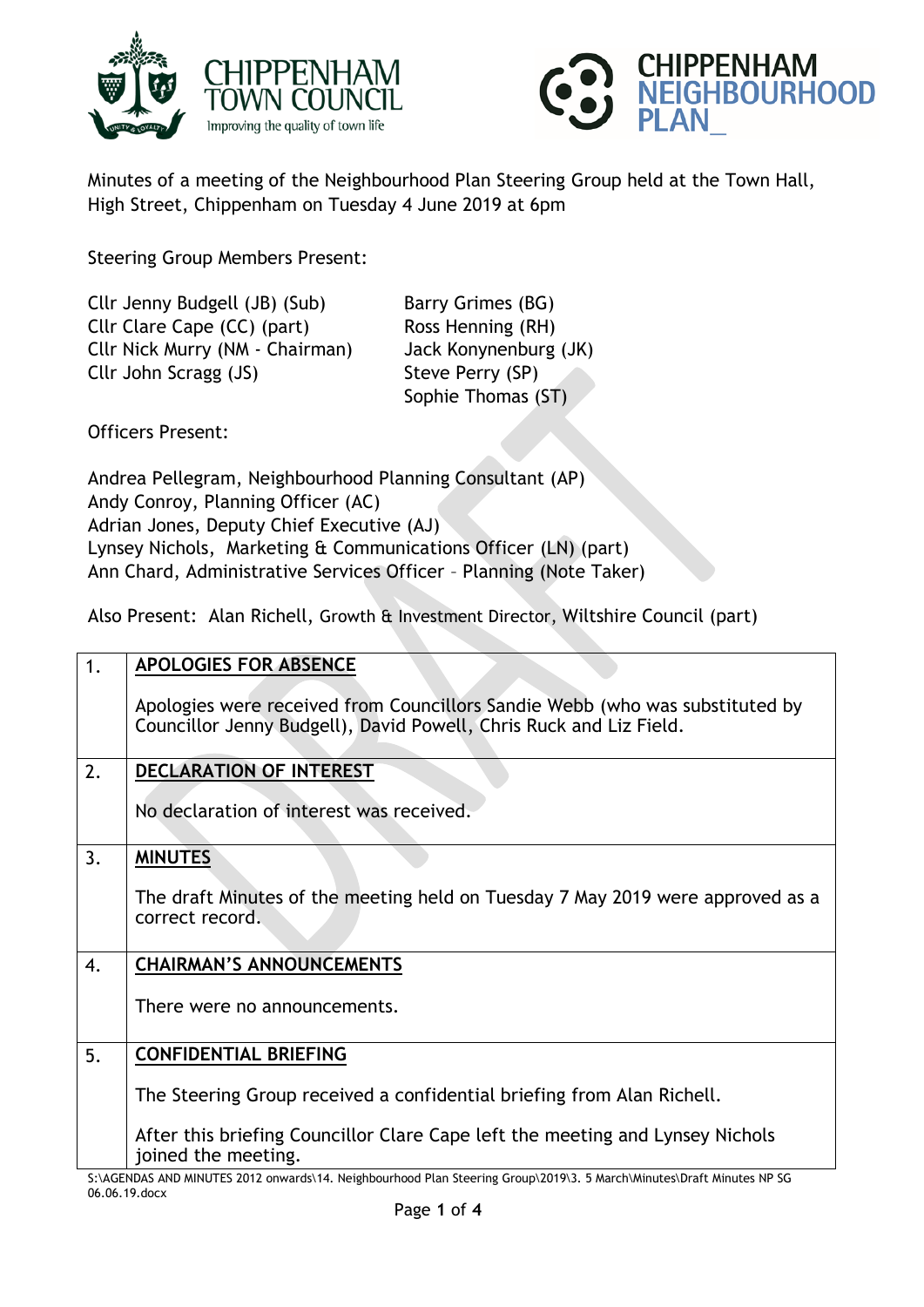Minutes of a meeting of the Neighbourhood Plan Steering Group held at the Town Hall, High Street, Chippenham on Tuesday 4 June 2019 at 6pm

Steering Group Members Present:

Cllr Jenny Budgell (JB) (Sub)
Cllr Clare Cape (CC) (part)
Cllr Nick Murry (NM - Chairman)
Cllr John Scragg (JS)
Barry Grimes (BG)
Ross Henning (RH)
Jack Konynenburg (JK)
Steve Perry (SP)
Sophie Thomas (ST)

Officers Present:

Andrea Pellegram, Neighbourhood Planning Consultant (AP)
Andy Conroy, Planning Officer (AC)
Adrian Jones, Deputy Chief Executive (AJ)
Lynsey Nichols, Marketing & Communications Officer (LN) (part)
Ann Chard, Administrative Services Officer – Planning (Note Taker)

Also Present: Alan Richell, Growth & Investment Director, Wiltshire Council (part)

| | |
|---|---|
| 1. | **APOLOGIES FOR ABSENCE**<br><br>Apologies were received from Councillors Sandie Webb (who was substituted by Councillor Jenny Budgell), David Powell, Chris Ruck and Liz Field. |
| 2. | **DECLARATION OF INTEREST**<br><br>No declaration of interest was received. |
| 3. | **MINUTES**<br><br>The draft Minutes of the meeting held on Tuesday 7 May 2019 were approved as a correct record. |
| 4. | **CHAIRMAN'S ANNOUNCEMENTS**<br><br>There were no announcements. |
| 5. | **CONFIDENTIAL BRIEFING**<br><br>The Steering Group received a confidential briefing from Alan Richell.<br><br>After this briefing Councillor Clare Cape left the meeting and Lynsey Nichols joined the meeting. |

S:\AGENDAS AND MINUTES 2012 onwards\14. Neighbourhood Plan Steering Group\2019\3. 5 March\Minutes\Draft Minutes NP SG 06.06.19.docx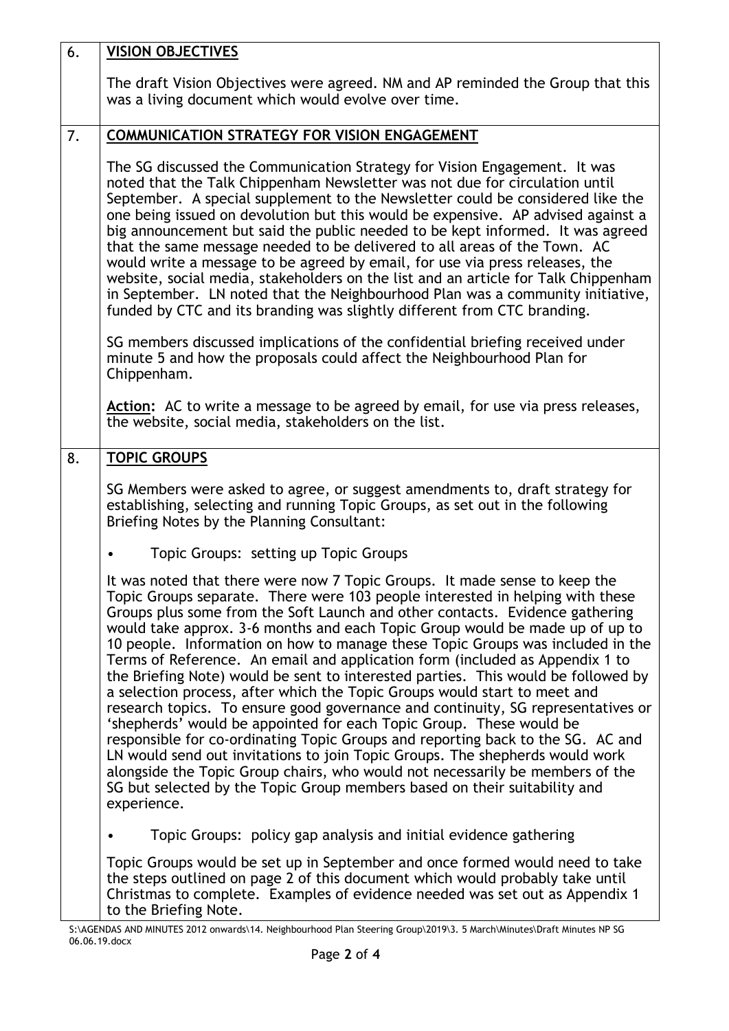| | |
|---|---|
| 6. | **VISION OBJECTIVES**<br><br>The draft Vision Objectives were agreed. NM and AP reminded the Group that this was a living document which would evolve over time. |
| 7. | **COMMUNICATION STRATEGY FOR VISION ENGAGEMENT**<br><br>The SG discussed the Communication Strategy for Vision Engagement. It was noted that the Talk Chippenham Newsletter was not due for circulation until September. A special supplement to the Newsletter could be considered like the one being issued on devolution but this would be expensive. AP advised against a big announcement but said the public needed to be kept informed. It was agreed that the same message needed to be delivered to all areas of the Town. AC would write a message to be agreed by email, for use via press releases, the website, social media, stakeholders on the list and an article for Talk Chippenham in September. LN noted that the Neighbourhood Plan was a community initiative, funded by CTC and its branding was slightly different from CTC branding.<br><br>SG members discussed implications of the confidential briefing received under minute 5 and how the proposals could affect the Neighbourhood Plan for Chippenham.<br><br>**Action:** AC to write a message to be agreed by email, for use via press releases, the website, social media, stakeholders on the list. |
| 8. | **TOPIC GROUPS**<br><br>SG Members were asked to agree, or suggest amendments to, draft strategy for establishing, selecting and running Topic Groups, as set out in the following Briefing Notes by the Planning Consultant:<br><br>• Topic Groups: setting up Topic Groups<br><br>It was noted that there were now 7 Topic Groups. It made sense to keep the Topic Groups separate. There were 103 people interested in helping with these Groups plus some from the Soft Launch and other contacts. Evidence gathering would take approx. 3-6 months and each Topic Group would be made up of up to 10 people. Information on how to manage these Topic Groups was included in the Terms of Reference. An email and application form (included as Appendix 1 to the Briefing Note) would be sent to interested parties. This would be followed by a selection process, after which the Topic Groups would start to meet and research topics. To ensure good governance and continuity, SG representatives or 'shepherds' would be appointed for each Topic Group. These would be responsible for co-ordinating Topic Groups and reporting back to the SG. AC and LN would send out invitations to join Topic Groups. The shepherds would work alongside the Topic Group chairs, who would not necessarily be members of the SG but selected by the Topic Group members based on their suitability and experience.<br><br>• Topic Groups: policy gap analysis and initial evidence gathering<br><br>Topic Groups would be set up in September and once formed would need to take the steps outlined on page 2 of this document which would probably take until Christmas to complete. Examples of evidence needed was set out as Appendix 1 to the Briefing Note. |

S:\AGENDAS AND MINUTES 2012 onwards\14. Neighbourhood Plan Steering Group\2019\3. 5 March\Minutes\Draft Minutes NP SG 06.06.19.docx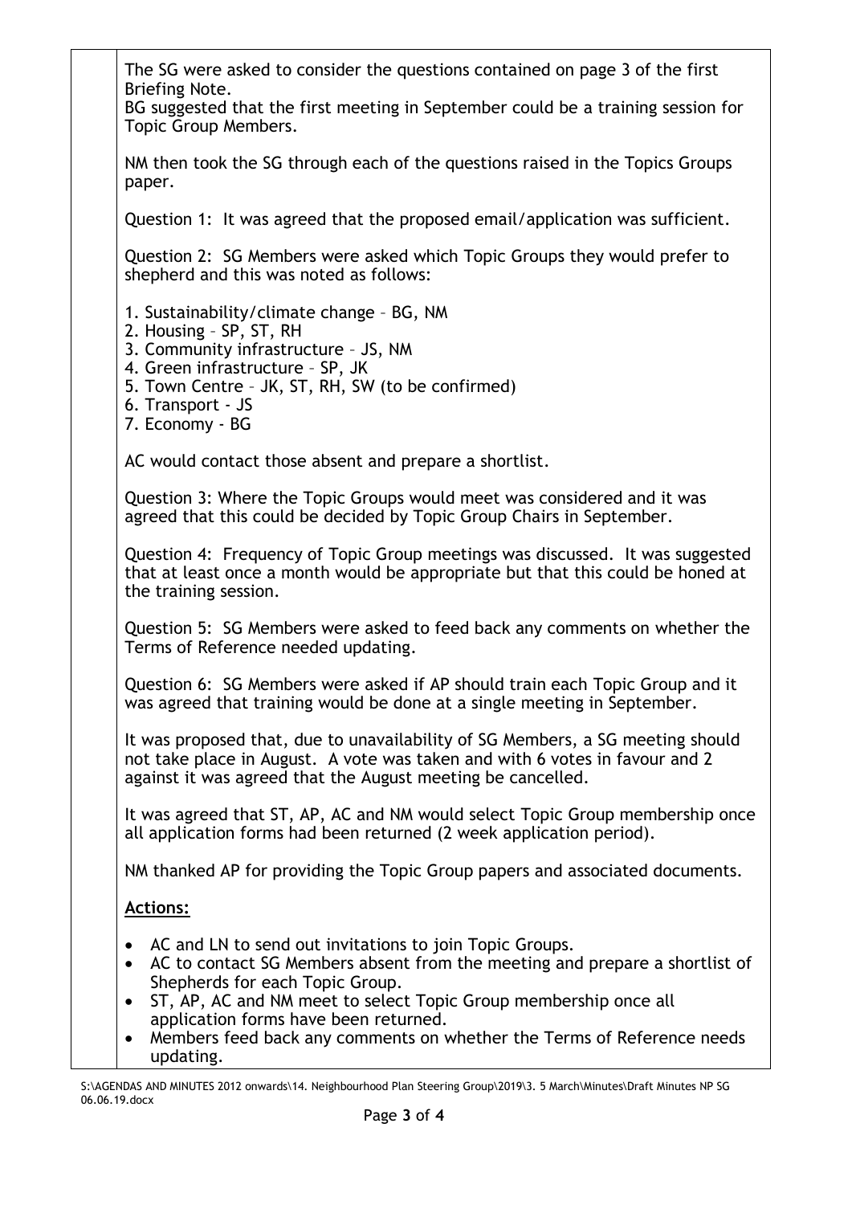The SG were asked to consider the questions contained on page 3 of the first Briefing Note.
BG suggested that the first meeting in September could be a training session for Topic Group Members.

NM then took the SG through each of the questions raised in the Topics Groups paper.

Question 1: It was agreed that the proposed email/application was sufficient.

Question 2: SG Members were asked which Topic Groups they would prefer to shepherd and this was noted as follows:

1. Sustainability/climate change – BG, NM
2. Housing – SP, ST, RH
3. Community infrastructure – JS, NM
4. Green infrastructure – SP, JK
5. Town Centre – JK, ST, RH, SW (to be confirmed)
6. Transport - JS
7. Economy - BG

AC would contact those absent and prepare a shortlist.

Question 3: Where the Topic Groups would meet was considered and it was agreed that this could be decided by Topic Group Chairs in September.

Question 4: Frequency of Topic Group meetings was discussed. It was suggested that at least once a month would be appropriate but that this could be honed at the training session.

Question 5: SG Members were asked to feed back any comments on whether the Terms of Reference needed updating.

Question 6: SG Members were asked if AP should train each Topic Group and it was agreed that training would be done at a single meeting in September.

It was proposed that, due to unavailability of SG Members, a SG meeting should not take place in August. A vote was taken and with 6 votes in favour and 2 against it was agreed that the August meeting be cancelled.

It was agreed that ST, AP, AC and NM would select Topic Group membership once all application forms had been returned (2 week application period).

NM thanked AP for providing the Topic Group papers and associated documents.

**Actions:**

- AC and LN to send out invitations to join Topic Groups.
- AC to contact SG Members absent from the meeting and prepare a shortlist of Shepherds for each Topic Group.
- ST, AP, AC and NM meet to select Topic Group membership once all application forms have been returned.
- Members feed back any comments on whether the Terms of Reference needs updating.

S:\AGENDAS AND MINUTES 2012 onwards\14. Neighbourhood Plan Steering Group\2019\3. 5 March\Minutes\Draft Minutes NP SG 06.06.19.docx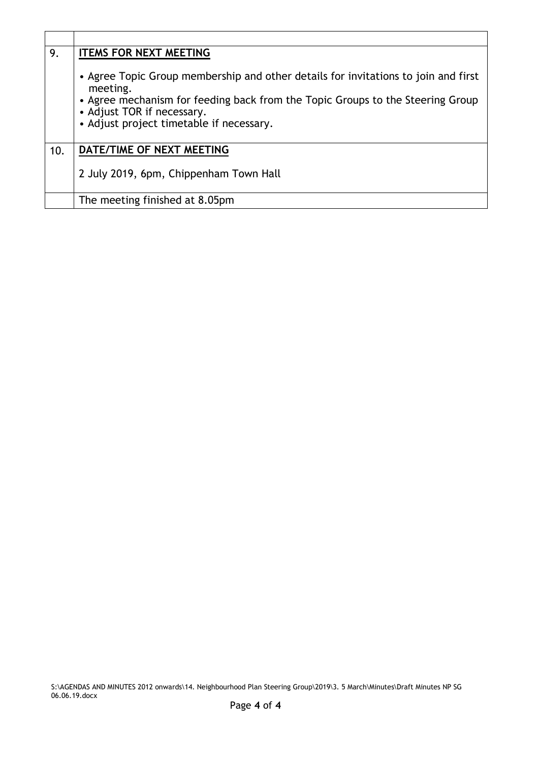| | |
|---|---|
| 9. | **ITEMS FOR NEXT MEETING**<br><br>• Agree Topic Group membership and other details for invitations to join and first meeting.<br>• Agree mechanism for feeding back from the Topic Groups to the Steering Group<br>• Adjust TOR if necessary.<br>• Adjust project timetable if necessary. |
| 10. | **DATE/TIME OF NEXT MEETING**<br><br>2 July 2019, 6pm, Chippenham Town Hall |
| | The meeting finished at 8.05pm |

S:\AGENDAS AND MINUTES 2012 onwards\14. Neighbourhood Plan Steering Group\2019\3. 5 March\Minutes\Draft Minutes NP SG 06.06.19.docx